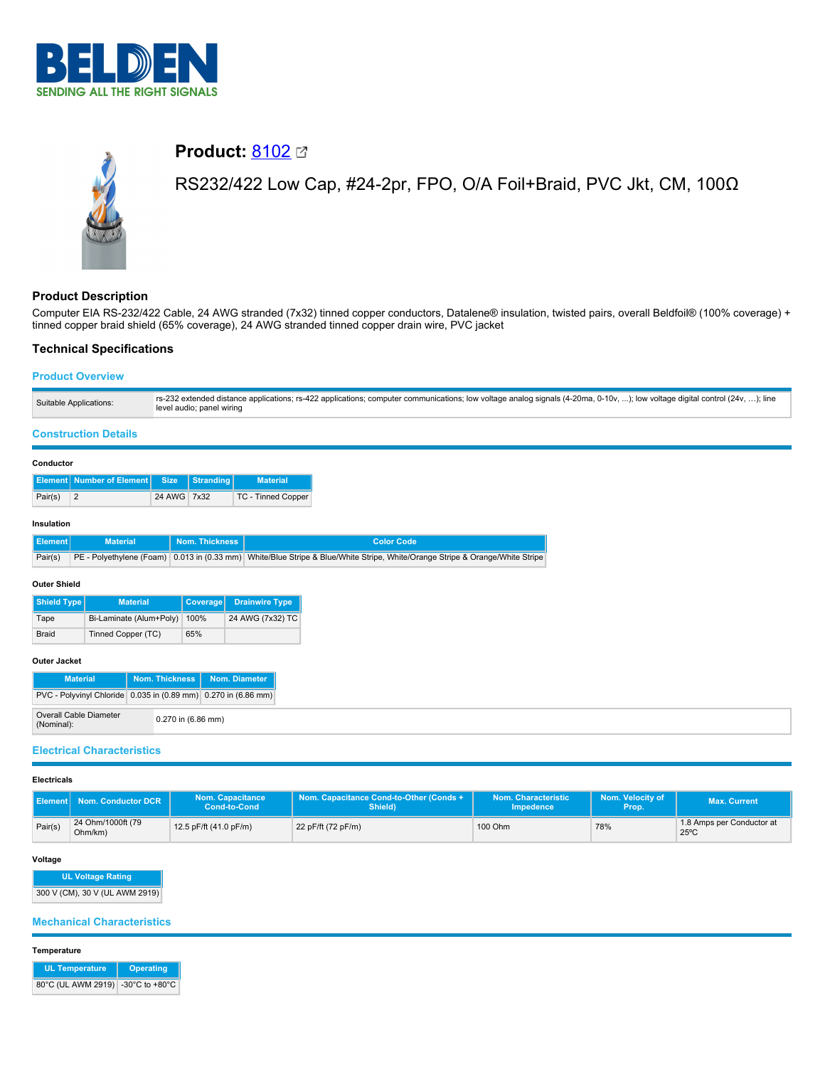## Product: 8102

RS232/422 Low Cap, #24-2pr, FPO, O/A Foil+Braid, PVC Jkt, CM, 100Ω

### Product Description

Computer EIA RS-232/422 Cable, 24 AWG stranded (7x32) tinned copper conductors, Datalene® insulation, twisted pairs, overall Beldfoil® (100% coverage) + tinned copper braid shield (65% coverage), 24 AWG stranded tinned copper drain wire, PVC jacket

### Technical Specifications

#### Product Overview

| | |
|---|---|
| Suitable Applications: | rs-232 extended distance applications; rs-422 applications; computer communications; low voltage analog signals (4-20ma, 0-10v, ...); low voltage digital control (24v, ...); line level audio; panel wiring |

#### Construction Details

**Conductor**

| Element | Number of Element | Size | Stranding | Material |
|---|---|---|---|---|
| Pair(s) | 2 | 24 AWG | 7x32 | TC - Tinned Copper |

**Insulation**

| Element | Material | Nom. Thickness | Color Code |
|---|---|---|---|
| Pair(s) | PE - Polyethylene (Foam) | 0.013 in (0.33 mm) | White/Blue Stripe & Blue/White Stripe, White/Orange Stripe & Orange/White Stripe |

**Outer Shield**

| Shield Type | Material | Coverage | Drainwire Type |
|---|---|---|---|
| Tape | Bi-Laminate (Alum+Poly) | 100% | 24 AWG (7x32) TC |
| Braid | Tinned Copper (TC) | 65% | |

**Outer Jacket**

| Material | Nom. Thickness | Nom. Diameter |
|---|---|---|
| PVC - Polyvinyl Chloride | 0.035 in (0.89 mm) | 0.270 in (6.86 mm) |

| | |
|---|---|
| Overall Cable Diameter (Nominal): | 0.270 in (6.86 mm) |

#### Electrical Characteristics

**Electricals**

| Element | Nom. Conductor DCR | Nom. Capacitance Cond-to-Cond | Nom. Capacitance Cond-to-Other (Conds + Shield) | Nom. Characteristic Impedence | Nom. Velocity of Prop. | Max. Current |
|---|---|---|---|---|---|---|
| Pair(s) | 24 Ohm/1000ft (79 Ohm/km) | 12.5 pF/ft (41.0 pF/m) | 22 pF/ft (72 pF/m) | 100 Ohm | 78% | 1.8 Amps per Conductor at 25ºC |

**Voltage**

| UL Voltage Rating |
|---|
| 300 V (CM), 30 V (UL AWM 2919) |

#### Mechanical Characteristics

**Temperature**

| UL Temperature | Operating |
|---|---|
| 80°C (UL AWM 2919) | -30°C to +80°C |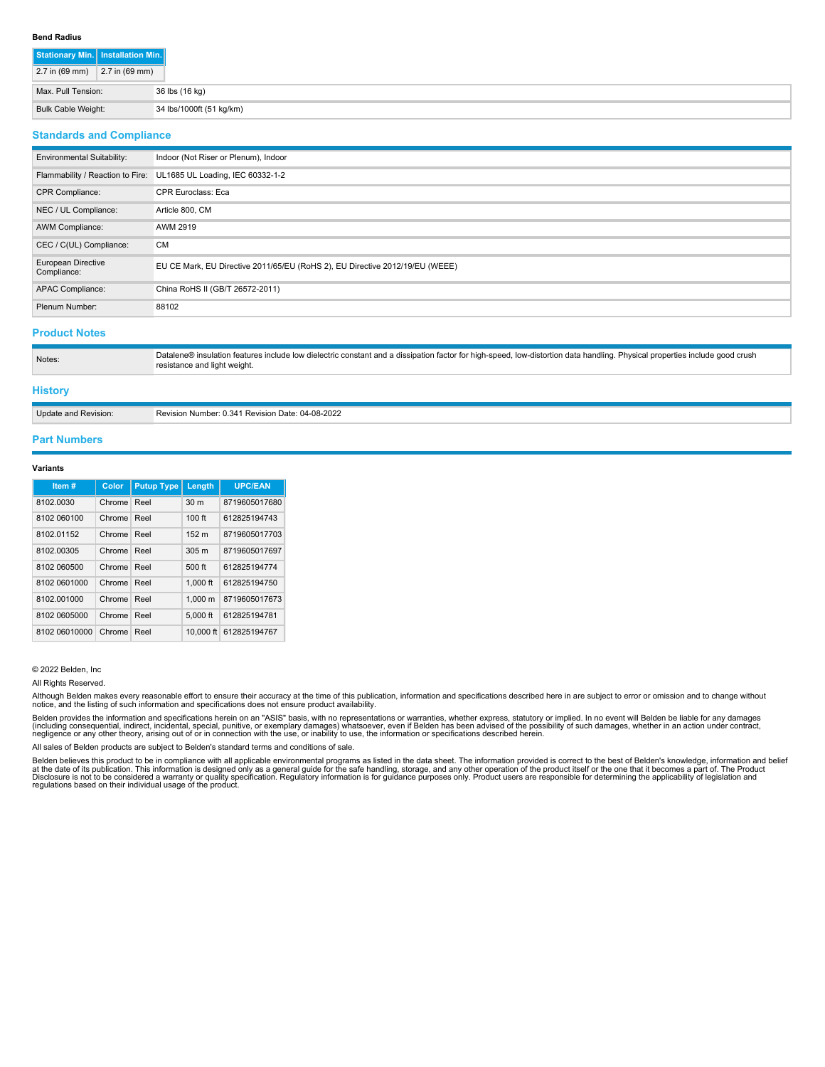**Bend Radius**

| Stationary Min. | Installation Min. |
|---|---|
| 2.7 in (69 mm) | 2.7 in (69 mm) |

| | |
|---|---|
| Max. Pull Tension: | 36 lbs (16 kg) |
| Bulk Cable Weight: | 34 lbs/1000ft (51 kg/km) |

## Standards and Compliance

| | |
|---|---|
| Environmental Suitability: | Indoor (Not Riser or Plenum), Indoor |
| Flammability / Reaction to Fire: | UL1685 UL Loading, IEC 60332-1-2 |
| CPR Compliance: | CPR Euroclass: Eca |
| NEC / UL Compliance: | Article 800, CM |
| AWM Compliance: | AWM 2919 |
| CEC / C(UL) Compliance: | CM |
| European Directive Compliance: | EU CE Mark, EU Directive 2011/65/EU (RoHS 2), EU Directive 2012/19/EU (WEEE) |
| APAC Compliance: | China RoHS II (GB/T 26572-2011) |
| Plenum Number: | 88102 |

## Product Notes

| | |
|---|---|
| Notes: | Datalene® insulation features include low dielectric constant and a dissipation factor for high-speed, low-distortion data handling. Physical properties include good crush resistance and light weight. |

## History

| | |
|---|---|
| Update and Revision: | Revision Number: 0.341 Revision Date: 04-08-2022 |

## Part Numbers

**Variants**

| Item # | Color | Putup Type | Length | UPC/EAN |
|---|---|---|---|---|
| 8102.0030 | Chrome | Reel | 30 m | 8719605017680 |
| 8102 060100 | Chrome | Reel | 100 ft | 612825194743 |
| 8102.01152 | Chrome | Reel | 152 m | 8719605017703 |
| 8102.00305 | Chrome | Reel | 305 m | 8719605017697 |
| 8102 060500 | Chrome | Reel | 500 ft | 612825194774 |
| 8102 0601000 | Chrome | Reel | 1,000 ft | 612825194750 |
| 8102.001000 | Chrome | Reel | 1,000 m | 8719605017673 |
| 8102 0605000 | Chrome | Reel | 5,000 ft | 612825194781 |
| 8102 06010000 | Chrome | Reel | 10,000 ft | 612825194767 |

© 2022 Belden, Inc

All Rights Reserved.

Although Belden makes every reasonable effort to ensure their accuracy at the time of this publication, information and specifications described here in are subject to error or omission and to change without notice, and the listing of such information and specifications does not ensure product availability.

Belden provides the information and specifications herein on an "ASIS" basis, with no representations or warranties, whether express, statutory or implied. In no event will Belden be liable for any damages (including consequential, indirect, incidental, special, punitive, or exemplary damages) whatsoever, even if Belden has been advised of the possibility of such damages, whether in an action under contract, negligence or any other theory, arising out of or in connection with the use, or inability to use, the information or specifications described herein.

All sales of Belden products are subject to Belden's standard terms and conditions of sale.

Belden believes this product to be in compliance with all applicable environmental programs as listed in the data sheet. The information provided is correct to the best of Belden's knowledge, information and belief at the date of its publication. This information is designed only as a general guide for the safe handling, storage, and any other operation of the product itself or the one that it becomes a part of. The Product Disclosure is not to be considered a warranty or quality specification. Regulatory information is for guidance purposes only. Product users are responsible for determining the applicability of legislation and regulations based on their individual usage of the product.